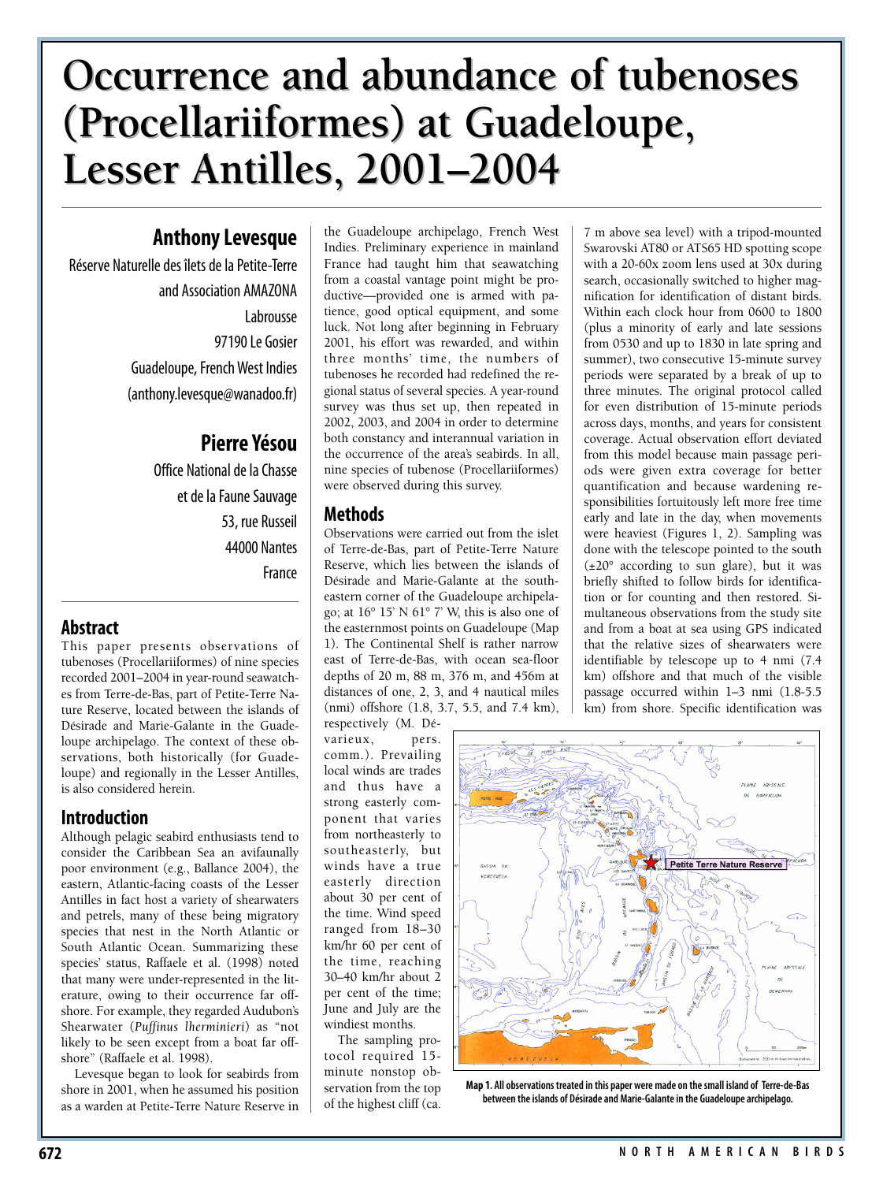# Occurrence and abundance of tubenoses (Procellariiformes) at Guadeloupe, Lesser Antilles, 2001–2004

## Anthony Levesque

Réserve Naturelle des îlets de la Petite-Terre and Association AMAZONA
Labrousse
97190 Le Gosier
Guadeloupe, French West Indies
(anthony.levesque@wanadoo.fr)

## Pierre Yésou

Office National de la Chasse et de la Faune Sauvage
53, rue Russeil
44000 Nantes
France

## Abstract

This paper presents observations of tubenoses (Procellariiformes) of nine species recorded 2001–2004 in year-round seawatches from Terre-de-Bas, part of Petite-Terre Nature Reserve, located between the islands of Désirade and Marie-Galante in the Guadeloupe archipelago. The context of these observations, both historically (for Guadeloupe) and regionally in the Lesser Antilles, is also considered herein.

## Introduction

Although pelagic seabird enthusiasts tend to consider the Caribbean Sea an avifaunally poor environment (e.g., Ballance 2004), the eastern, Atlantic-facing coasts of the Lesser Antilles in fact host a variety of shearwaters and petrels, many of these being migratory species that nest in the North Atlantic or South Atlantic Ocean. Summarizing these species' status, Raffaele et al. (1998) noted that many were under-represented in the literature, owing to their occurrence far offshore. For example, they regarded Audubon's Shearwater (*Puffinus lherminieri*) as "not likely to be seen except from a boat far offshore" (Raffaele et al. 1998).

Levesque began to look for seabirds from shore in 2001, when he assumed his position as a warden at Petite-Terre Nature Reserve in the Guadeloupe archipelago, French West Indies. Preliminary experience in mainland France had taught him that seawatching from a coastal vantage point might be productive—provided one is armed with patience, good optical equipment, and some luck. Not long after beginning in February 2001, his effort was rewarded, and within three months' time, the numbers of tubenoses he recorded had redefined the regional status of several species. A year-round survey was thus set up, then repeated in 2002, 2003, and 2004 in order to determine both constancy and interannual variation in the occurrence of the area's seabirds. In all, nine species of tubenose (Procellariiformes) were observed during this survey.

## Methods

Observations were carried out from the islet of Terre-de-Bas, part of Petite-Terre Nature Reserve, which lies between the islands of Désirade and Marie-Galante at the southeastern corner of the Guadeloupe archipelago; at 16° 15' N 61° 7' W, this is also one of the easternmost points on Guadeloupe (Map 1). The Continental Shelf is rather narrow east of Terre-de-Bas, with ocean sea-floor depths of 20 m, 88 m, 376 m, and 456m at distances of one, 2, 3, and 4 nautical miles (nmi) offshore (1.8, 3.7, 5.5, and 7.4 km), respectively (M. Dévarieux, pers. comm.). Prevailing local winds are trades and thus have a strong easterly component that varies from northeasterly to southeasterly, but winds have a true easterly direction about 30 per cent of the time. Wind speed ranged from 18–30 km/hr 60 per cent of the time, reaching 30–40 km/hr about 2 per cent of the time; June and July are the windiest months.

The sampling protocol required 15-minute nonstop observation from the top of the highest cliff (ca. 7 m above sea level) with a tripod-mounted Swarovski AT80 or ATS65 HD spotting scope with a 20-60x zoom lens used at 30x during search, occasionally switched to higher magnification for identification of distant birds. Within each clock hour from 0600 to 1800 (plus a minority of early and late sessions from 0530 and up to 1830 in late spring and summer), two consecutive 15-minute survey periods were separated by a break of up to three minutes. The original protocol called for even distribution of 15-minute periods across days, months, and years for consistent coverage. Actual observation effort deviated from this model because main passage periods were given extra coverage for better quantification and because wardening responsibilities fortuitously left more free time early and late in the day, when movements were heaviest (Figures 1, 2). Sampling was done with the telescope pointed to the south (±20° according to sun glare), but it was briefly shifted to follow birds for identification or for counting and then restored. Simultaneous observations from the study site and from a boat at sea using GPS indicated that the relative sizes of shearwaters were identifiable by telescope up to 4 nmi (7.4 km) offshore and that much of the visible passage occurred within 1–3 nmi (1.8-5.5 km) from shore. Specific identification was

**Map 1. All observations treated in this paper were made on the small island of Terre-de-Bas between the islands of Désirade and Marie-Galante in the Guadeloupe archipelago.**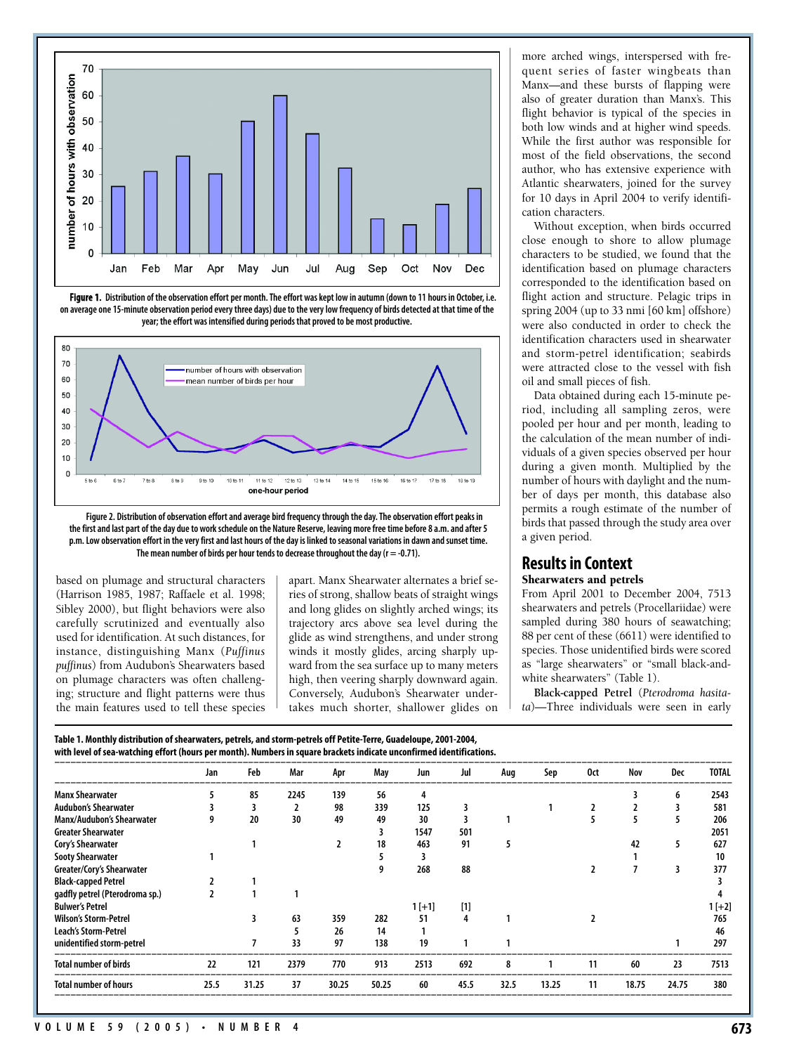Figure 1. Distribution of the observation effort per month. The effort was kept low in autumn (down to 11 hours in October, i.e. on average one 15-minute observation period every three days) due to the very low frequency of birds detected at that time of the year; the effort was intensified during periods that proved to be most productive.

Figure 2. Distribution of observation effort and average bird frequency through the day. The observation effort peaks in the first and last part of the day due to work schedule on the Nature Reserve, leaving more free time before 8 a.m. and after 5 p.m. Low observation effort in the very first and last hours of the day is linked to seasonal variations in dawn and sunset time. The mean number of birds per hour tends to decrease throughout the day (r = -0.71).

based on plumage and structural characters (Harrison 1985, 1987; Raffaele et al. 1998; Sibley 2000), but flight behaviors were also carefully scrutinized and eventually also used for identification. At such distances, for instance, distinguishing Manx (*Puffinus puffinus*) from Audubon's Shearwaters based on plumage characters was often challenging; structure and flight patterns were thus the main features used to tell these species apart. Manx Shearwater alternates a brief series of strong, shallow beats of straight wings and long glides on slightly arched wings; its trajectory arcs above sea level during the glide as wind strengthens, and under strong winds it mostly glides, arcing sharply upward from the sea surface up to many meters high, then veering sharply downward again. Conversely, Audubon's Shearwater undertakes much shorter, shallower glides on more arched wings, interspersed with frequent series of faster wingbeats than Manx—and these bursts of flapping were also of greater duration than Manx's. This flight behavior is typical of the species in both low winds and at higher wind speeds. While the first author was responsible for most of the field observations, the second author, who has extensive experience with Atlantic shearwaters, joined for the survey for 10 days in April 2004 to verify identification characters.

Without exception, when birds occurred close enough to shore to allow plumage characters to be studied, we found that the identification based on plumage characters corresponded to the identification based on flight action and structure. Pelagic trips in spring 2004 (up to 33 nmi [60 km] offshore) were also conducted in order to check the identification characters used in shearwater and storm-petrel identification; seabirds were attracted close to the vessel with fish oil and small pieces of fish.

Data obtained during each 15-minute period, including all sampling zeros, were pooled per hour and per month, leading to the calculation of the mean number of individuals of a given species observed per hour during a given month. Multiplied by the number of hours with daylight and the number of days per month, this database also permits a rough estimate of the number of birds that passed through the study area over a given period.

## Results in Context

### Shearwaters and petrels

From April 2001 to December 2004, 7513 shearwaters and petrels (Procellariidae) were sampled during 380 hours of seawatching; 88 per cent of these (6611) were identified to species. Those unidentified birds were scored as "large shearwaters" or "small black-and-white shearwaters" (Table 1).

**Black-capped Petrel** (*Pterodroma hasitata*)—Three individuals were seen in early

**Table 1. Monthly distribution of shearwaters, petrels, and storm-petrels off Petite-Terre, Guadeloupe, 2001-2004, with level of sea-watching effort (hours per month). Numbers in square brackets indicate unconfirmed identifications.**

| | Jan | Feb | Mar | Apr | May | Jun | Jul | Aug | Sep | Oct | Nov | Dec | TOTAL |
|---|---|---|---|---|---|---|---|---|---|---|---|---|---|
| Manx Shearwater | 5 | 85 | 2245 | 139 | 56 | 4 | | | | | 3 | 6 | 2543 |
| Audubon's Shearwater | 3 | 3 | 2 | 98 | 339 | 125 | 3 | | 1 | 2 | 2 | 3 | 581 |
| Manx/Audubon's Shearwater | 9 | 20 | 30 | 49 | 49 | 30 | 3 | 1 | | 5 | 5 | 5 | 206 |
| Greater Shearwater | | | | | 3 | 1547 | 501 | | | | | | 2051 |
| Cory's Shearwater | | 1 | | 2 | 18 | 463 | 91 | 5 | | | 42 | 5 | 627 |
| Sooty Shearwater | 1 | | | | 5 | 3 | | | | | 1 | | 10 |
| Greater/Cory's Shearwater | | | | | 9 | 268 | 88 | | | 2 | 7 | 3 | 377 |
| Black-capped Petrel | 2 | 1 | | | | | | | | | | | 3 |
| gadfly petrel (Pterodroma sp.) | 2 | 1 | 1 | | | | | | | | | | 4 |
| Bulwer's Petrel | | | | | | 1 [+1] | [1] | | | | | | 1 [+2] |
| Wilson's Storm-Petrel | | 3 | 63 | 359 | 282 | 51 | 4 | 1 | | 2 | | | 765 |
| Leach's Storm-Petrel | | | 5 | 26 | 14 | 1 | | | | | | | 46 |
| unidentified storm-petrel | | 7 | 33 | 97 | 138 | 19 | 1 | 1 | | | | 1 | 297 |
| Total number of birds | 22 | 121 | 2379 | 770 | 913 | 2513 | 692 | 8 | 1 | 11 | 60 | 23 | 7513 |
| Total number of hours | 25.5 | 31.25 | 37 | 30.25 | 50.25 | 60 | 45.5 | 32.5 | 13.25 | 11 | 18.75 | 24.75 | 380 |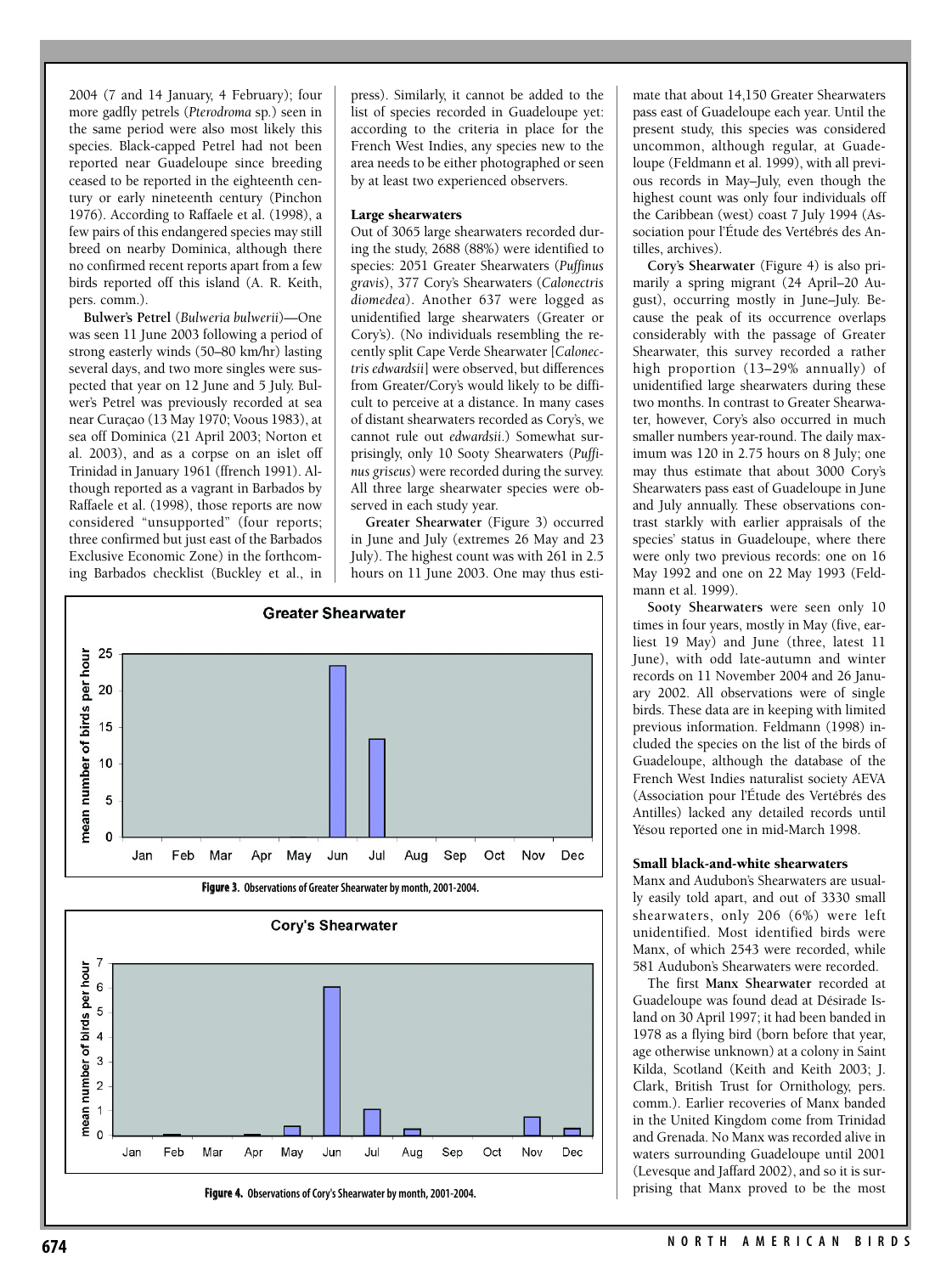2004 (7 and 14 January, 4 February); four more gadfly petrels (*Pterodroma* sp.) seen in the same period were also most likely this species. Black-capped Petrel had not been reported near Guadeloupe since breeding ceased to be reported in the eighteenth century or early nineteenth century (Pinchon 1976). According to Raffaele et al. (1998), a few pairs of this endangered species may still breed on nearby Dominica, although there no confirmed recent reports apart from a few birds reported off this island (A. R. Keith, pers. comm.).

**Bulwer's Petrel** (*Bulweria bulwerii*)—One was seen 11 June 2003 following a period of strong easterly winds (50–80 km/hr) lasting several days, and two more singles were suspected that year on 12 June and 5 July. Bulwer's Petrel was previously recorded at sea near Curaçao (13 May 1970; Voous 1983), at sea off Dominica (21 April 2003; Norton et al. 2003), and as a corpse on an islet off Trinidad in January 1961 (ffrench 1991). Although reported as a vagrant in Barbados by Raffaele et al. (1998), those reports are now considered "unsupported" (four reports; three confirmed but just east of the Barbados Exclusive Economic Zone) in the forthcoming Barbados checklist (Buckley et al., in press). Similarly, it cannot be added to the list of species recorded in Guadeloupe yet: according to the criteria in place for the French West Indies, any species new to the area needs to be either photographed or seen by at least two experienced observers.

### Large shearwaters

Out of 3065 large shearwaters recorded during the study, 2688 (88%) were identified to species: 2051 Greater Shearwaters (*Puffinus gravis*), 377 Cory's Shearwaters (*Calonectris diomedea*). Another 637 were logged as unidentified large shearwaters (Greater or Cory's). (No individuals resembling the recently split Cape Verde Shearwater [*Calonectris edwardsii*] were observed, but differences from Greater/Cory's would likely to be difficult to perceive at a distance. In many cases of distant shearwaters recorded as Cory's, we cannot rule out *edwardsii*.) Somewhat surprisingly, only 10 Sooty Shearwaters (*Puffinus griseus*) were recorded during the survey. All three large shearwater species were observed in each study year.

**Greater Shearwater** (Figure 3) occurred in June and July (extremes 26 May and 23 July). The highest count was with 261 in 2.5 hours on 11 June 2003. One may thus estimate that about 14,150 Greater Shearwaters pass east of Guadeloupe each year. Until the present study, this species was considered uncommon, although regular, at Guadeloupe (Feldmann et al. 1999), with all previous records in May–July, even though the highest count was only four individuals off the Caribbean (west) coast 7 July 1994 (Association pour l'Étude des Vertébrés des Antilles, archives).

**Figure 3.** Observations of Greater Shearwater by month, 2001-2004.

**Cory's Shearwater** (Figure 4) is also primarily a spring migrant (24 April–20 August), occurring mostly in June–July. Because the peak of its occurrence overlaps considerably with the passage of Greater Shearwater, this survey recorded a rather high proportion (13–29% annually) of unidentified large shearwaters during these two months. In contrast to Greater Shearwater, however, Cory's also occurred in much smaller numbers year-round. The daily maximum was 120 in 2.75 hours on 8 July; one may thus estimate that about 3000 Cory's Shearwaters pass east of Guadeloupe in June and July annually. These observations contrast starkly with earlier appraisals of the species' status in Guadeloupe, where there were only two previous records: one on 16 May 1992 and one on 22 May 1993 (Feldmann et al. 1999).

**Figure 4.** Observations of Cory's Shearwater by month, 2001-2004.

**Sooty Shearwaters** were seen only 10 times in four years, mostly in May (five, earliest 19 May) and June (three, latest 11 June), with odd late-autumn and winter records on 11 November 2004 and 26 January 2002. All observations were of single birds. These data are in keeping with limited previous information. Feldmann (1998) included the species on the list of the birds of Guadeloupe, although the database of the French West Indies naturalist society AEVA (Association pour l'Étude des Vertébrés des Antilles) lacked any detailed records until Yésou reported one in mid-March 1998.

### Small black-and-white shearwaters

Manx and Audubon's Shearwaters are usually easily told apart, and out of 3330 small shearwaters, only 206 (6%) were left unidentified. Most identified birds were Manx, of which 2543 were recorded, while 581 Audubon's Shearwaters were recorded.

The first **Manx Shearwater** recorded at Guadeloupe was found dead at Désirade Island on 30 April 1997; it had been banded in 1978 as a flying bird (born before that year, age otherwise unknown) at a colony in Saint Kilda, Scotland (Keith and Keith 2003; J. Clark, British Trust for Ornithology, pers. comm.). Earlier recoveries of Manx banded in the United Kingdom come from Trinidad and Grenada. No Manx was recorded alive in waters surrounding Guadeloupe until 2001 (Levesque and Jaffard 2002), and so it is surprising that Manx proved to be the most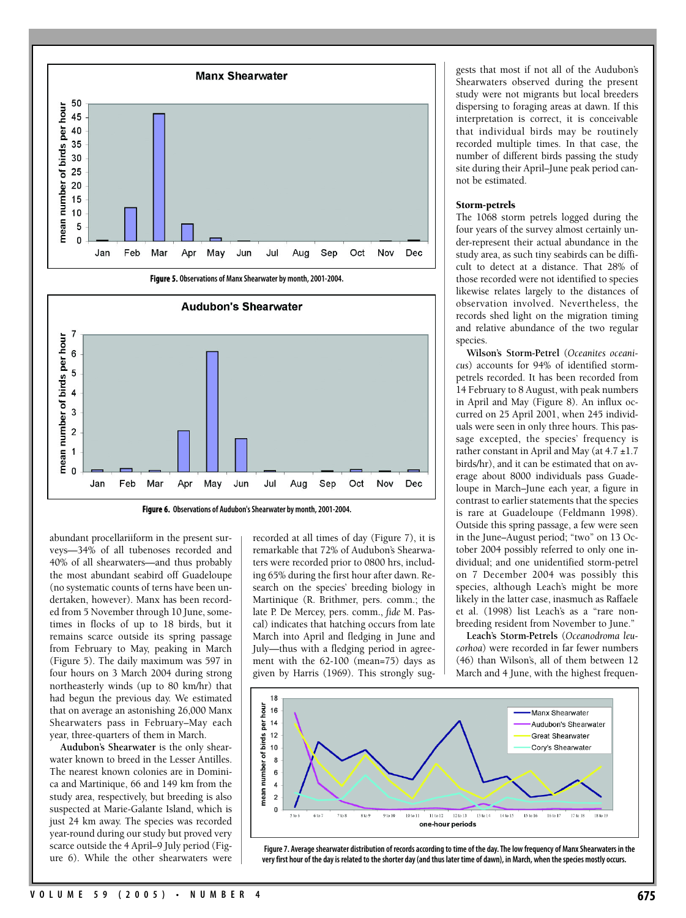**Figure 5.** Observations of Manx Shearwater by month, 2001-2004.

**Figure 6.** Observations of Audubon's Shearwater by month, 2001-2004.

abundant procellariiform in the present surveys—34% of all tubenoses recorded and 40% of all shearwaters—and thus probably the most abundant seabird off Guadeloupe (no systematic counts of terns have been undertaken, however). Manx has been recorded from 5 November through 10 June, sometimes in flocks of up to 18 birds, but it remains scarce outside its spring passage from February to May, peaking in March (Figure 5). The daily maximum was 597 in four hours on 3 March 2004 during strong northeasterly winds (up to 80 km/hr) that had begun the previous day. We estimated that on average an astonishing 26,000 Manx Shearwaters pass in February–May each year, three-quarters of them in March.

**Audubon's Shearwater** is the only shearwater known to breed in the Lesser Antilles. The nearest known colonies are in Dominica and Martinique, 66 and 149 km from the study area, respectively, but breeding is also suspected at Marie-Galante Island, which is just 24 km away. The species was recorded year-round during our study but proved very scarce outside the 4 April–9 July period (Figure 6). While the other shearwaters were recorded at all times of day (Figure 7), it is remarkable that 72% of Audubon's Shearwaters were recorded prior to 0800 hrs, including 65% during the first hour after dawn. Research on the species' breeding biology in Martinique (R. Brithmer, pers. comm.; the late P. De Mercey, pers. comm., *fide* M. Pascal) indicates that hatching occurs from late March into April and fledging in June and July—thus with a fledging period in agreement with the 62-100 (mean=75) days as given by Harris (1969). This strongly suggests that most if not all of the Audubon's Shearwaters observed during the present study were not migrants but local breeders dispersing to foraging areas at dawn. If this interpretation is correct, it is conceivable that individual birds may be routinely recorded multiple times. In that case, the number of different birds passing the study site during their April–June peak period cannot be estimated.

### Storm-petrels

The 1068 storm petrels logged during the four years of the survey almost certainly under-represent their actual abundance in the study area, as such tiny seabirds can be difficult to detect at a distance. That 28% of those recorded were not identified to species likewise relates largely to the distances of observation involved. Nevertheless, the records shed light on the migration timing and relative abundance of the two regular species.

**Wilson's Storm-Petrel** (*Oceanites oceanicus*) accounts for 94% of identified storm-petrels recorded. It has been recorded from 14 February to 8 August, with peak numbers in April and May (Figure 8). An influx occurred on 25 April 2001, when 245 individuals were seen in only three hours. This passage excepted, the species' frequency is rather constant in April and May (at 4.7 ±1.7 birds/hr), and it can be estimated that on average about 8000 individuals pass Guadeloupe in March–June each year, a figure in contrast to earlier statements that the species is rare at Guadeloupe (Feldmann 1998). Outside this spring passage, a few were seen in the June–August period; "two" on 13 October 2004 possibly referred to only one individual; and one unidentified storm-petrel on 7 December 2004 was possibly this species, although Leach's might be more likely in the latter case, inasmuch as Raffaele et al. (1998) list Leach's as a "rare non-breeding resident from November to June."

**Leach's Storm-Petrels** (*Oceanodroma leucorhoa*) were recorded in far fewer numbers (46) than Wilson's, all of them between 12 March and 4 June, with the highest frequen-

**Figure 7.** Average shearwater distribution of records according to time of the day. The low frequency of Manx Shearwaters in the very first hour of the day is related to the shorter day (and thus later time of dawn), in March, when the species mostly occurs.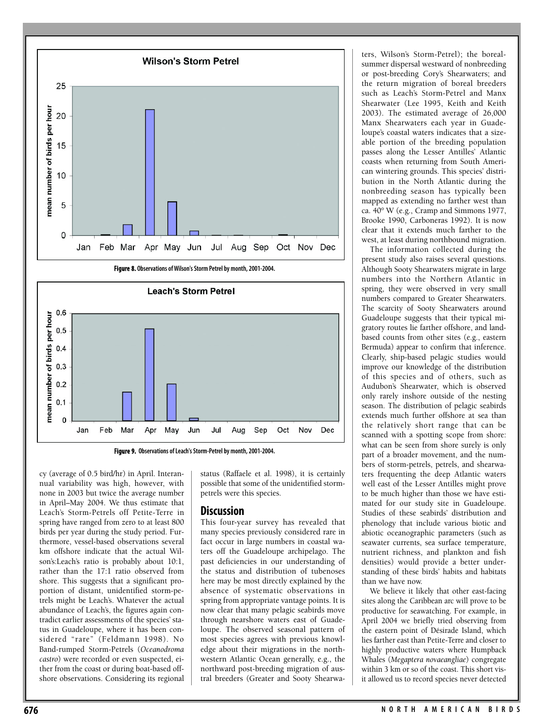Figure 8. Observations of Wilson's Storm Petrel by month, 2001-2004.

Figure 9. Observations of Leach's Storm-Petrel by month, 2001-2004.

cy (average of 0.5 bird/hr) in April. Interannual variability was high, however, with none in 2003 but twice the average number in April–May 2004. We thus estimate that Leach's Storm-Petrels off Petite-Terre in spring have ranged from zero to at least 800 birds per year during the study period. Furthermore, vessel-based observations several km offshore indicate that the actual Wilson's:Leach's ratio is probably about 10:1, rather than the 17:1 ratio observed from shore. This suggests that a significant proportion of distant, unidentified storm-petrels might be Leach's. Whatever the actual abundance of Leach's, the figures again contradict earlier assessments of the species' status in Guadeloupe, where it has been considered "rare" (Feldmann 1998). No Band-rumped Storm-Petrels (*Oceanodroma castro*) were recorded or even suspected, either from the coast or during boat-based offshore observations. Considering its regional status (Raffaele et al. 1998), it is certainly possible that some of the unidentified storm-petrels were this species.

## Discussion

This four-year survey has revealed that many species previously considered rare in fact occur in large numbers in coastal waters off the Guadeloupe archipelago. The past deficiencies in our understanding of the status and distribution of tubenoses here may be most directly explained by the absence of systematic observations in spring from appropriate vantage points. It is now clear that many pelagic seabirds move through nearshore waters east of Guadeloupe. The observed seasonal pattern of most species agrees with previous knowledge about their migrations in the northwestern Atlantic Ocean generally, e.g., the northward post-breeding migration of austral breeders (Greater and Sooty Shearwaters, Wilson's Storm-Petrel); the boreal-summer dispersal westward of nonbreeding or post-breeding Cory's Shearwaters; and the return migration of boreal breeders such as Leach's Storm-Petrel and Manx Shearwater (Lee 1995, Keith and Keith 2003). The estimated average of 26,000 Manx Shearwaters each year in Guadeloupe's coastal waters indicates that a sizeable portion of the breeding population passes along the Lesser Antilles' Atlantic coasts when returning from South American wintering grounds. This species' distribution in the North Atlantic during the nonbreeding season has typically been mapped as extending no farther west than ca. 40° W (e.g., Cramp and Simmons 1977, Brooke 1990, Carboneras 1992). It is now clear that it extends much farther to the west, at least during northbound migration.

The information collected during the present study also raises several questions. Although Sooty Shearwaters migrate in large numbers into the Northern Atlantic in spring, they were observed in very small numbers compared to Greater Shearwaters. The scarcity of Sooty Shearwaters around Guadeloupe suggests that their typical migratory routes lie farther offshore, and land-based counts from other sites (e.g., eastern Bermuda) appear to confirm that inference. Clearly, ship-based pelagic studies would improve our knowledge of the distribution of this species and of others, such as Audubon's Shearwater, which is observed only rarely inshore outside of the nesting season. The distribution of pelagic seabirds extends much further offshore at sea than the relatively short range that can be scanned with a spotting scope from shore: what can be seen from shore surely is only part of a broader movement, and the numbers of storm-petrels, petrels, and shearwaters frequenting the deep Atlantic waters well east of the Lesser Antilles might prove to be much higher than those we have estimated for our study site in Guadeloupe. Studies of these seabirds' distribution and phenology that include various biotic and abiotic oceanographic parameters (such as seawater currents, sea surface temperature, nutrient richness, and plankton and fish densities) would provide a better understanding of these birds' habits and habitats than we have now.

We believe it likely that other east-facing sites along the Caribbean arc will prove to be productive for seawatching. For example, in April 2004 we briefly tried observing from the eastern point of Désirade Island, which lies farther east than Petite-Terre and closer to highly productive waters where Humpback Whales (*Megaptera novaeangliae*) congregate within 3 km or so of the coast. This short visit allowed us to record species never detected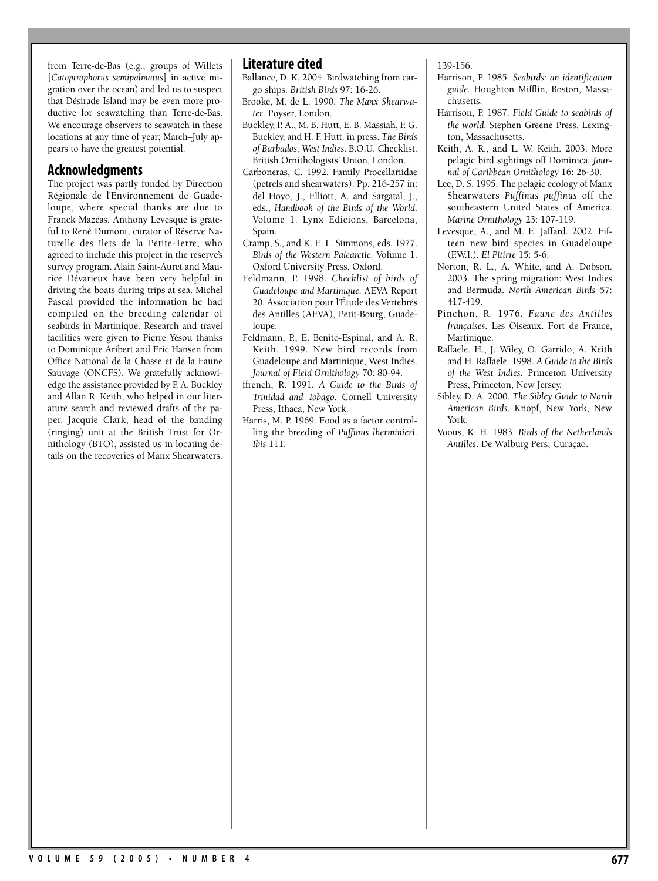from Terre-de-Bas (e.g., groups of Willets [*Catoptrophorus semipalmatus*] in active migration over the ocean) and led us to suspect that Désirade Island may be even more productive for seawatching than Terre-de-Bas. We encourage observers to seawatch in these locations at any time of year; March–July appears to have the greatest potential.

## Acknowledgments

The project was partly funded by Direction Régionale de l'Environnement de Guadeloupe, where special thanks are due to Franck Mazéas. Anthony Levesque is grateful to René Dumont, curator of Réserve Naturelle des îlets de la Petite-Terre, who agreed to include this project in the reserve's survey program. Alain Saint-Auret and Maurice Dévarieux have been very helpful in driving the boats during trips at sea. Michel Pascal provided the information he had compiled on the breeding calendar of seabirds in Martinique. Research and travel facilities were given to Pierre Yésou thanks to Dominique Aribert and Eric Hansen from Office National de la Chasse et de la Faune Sauvage (ONCFS). We gratefully acknowledge the assistance provided by P. A. Buckley and Allan R. Keith, who helped in our literature search and reviewed drafts of the paper. Jacquie Clark, head of the banding (ringing) unit at the British Trust for Ornithology (BTO), assisted us in locating details on the recoveries of Manx Shearwaters.

## Literature cited

Ballance, D. K. 2004. Birdwatching from cargo ships. *British Birds* 97: 16-26.

Brooke, M. de L. 1990. *The Manx Shearwater*. Poyser, London.

Buckley, P. A., M. B. Hutt, E. B. Massiah, F. G. Buckley, and H. F. Hutt. in press. *The Birds of Barbados, West Indies*. B.O.U. Checklist. British Ornithologists' Union, London.

Carboneras, C. 1992. Family Procellariidae (petrels and shearwaters). Pp. 216-257 in: del Hoyo, J., Elliott, A. and Sargatal, J., eds., *Handbook of the Birds of the World*. Volume 1. Lynx Edicions, Barcelona, Spain.

Cramp, S., and K. E. L. Simmons, eds. 1977. *Birds of the Western Palearctic*. Volume 1. Oxford University Press, Oxford.

Feldmann, P. 1998. *Checklist of birds of Guadeloupe and Martinique*. AEVA Report 20. Association pour l'Étude des Vertébrés des Antilles (AEVA), Petit-Bourg, Guadeloupe.

Feldmann, P., E. Benito-Espinal, and A. R. Keith. 1999. New bird records from Guadeloupe and Martinique, West Indies. *Journal of Field Ornithology* 70: 80-94.

ffrench, R. 1991. *A Guide to the Birds of Trinidad and Tobago*. Cornell University Press, Ithaca, New York.

Harris, M. P. 1969. Food as a factor controlling the breeding of *Puffinus lherminieri*. *Ibis* 111: 139-156.

Harrison, P. 1985. *Seabirds: an identification guide*. Houghton Mifflin, Boston, Massachusetts.

Harrison, P. 1987. *Field Guide to seabirds of the world*. Stephen Greene Press, Lexington, Massachusetts.

Keith, A. R., and L. W. Keith. 2003. More pelagic bird sightings off Dominica. *Journal of Caribbean Ornithology* 16: 26-30.

Lee, D. S. 1995. The pelagic ecology of Manx Shearwaters *Puffinus puffinus* off the southeastern United States of America. *Marine Ornithology* 23: 107-119.

Levesque, A., and M. E. Jaffard. 2002. Fifteen new bird species in Guadeloupe (F.W.I.). *El Pitirre* 15: 5-6.

Norton, R. L., A. White, and A. Dobson. 2003. The spring migration: West Indies and Bermuda. *North American Birds* 57: 417-419.

Pinchon, R. 1976. *Faune des Antilles françaises*. Les Oiseaux. Fort de France, Martinique.

Raffaele, H., J. Wiley, O. Garrido, A. Keith and H. Raffaele. 1998. *A Guide to the Birds of the West Indies*. Princeton University Press, Princeton, New Jersey.

Sibley, D. A. 2000. *The Sibley Guide to North American Birds*. Knopf, New York, New York.

Voous, K. H. 1983. *Birds of the Netherlands Antilles*. De Walburg Pers, Curaçao.